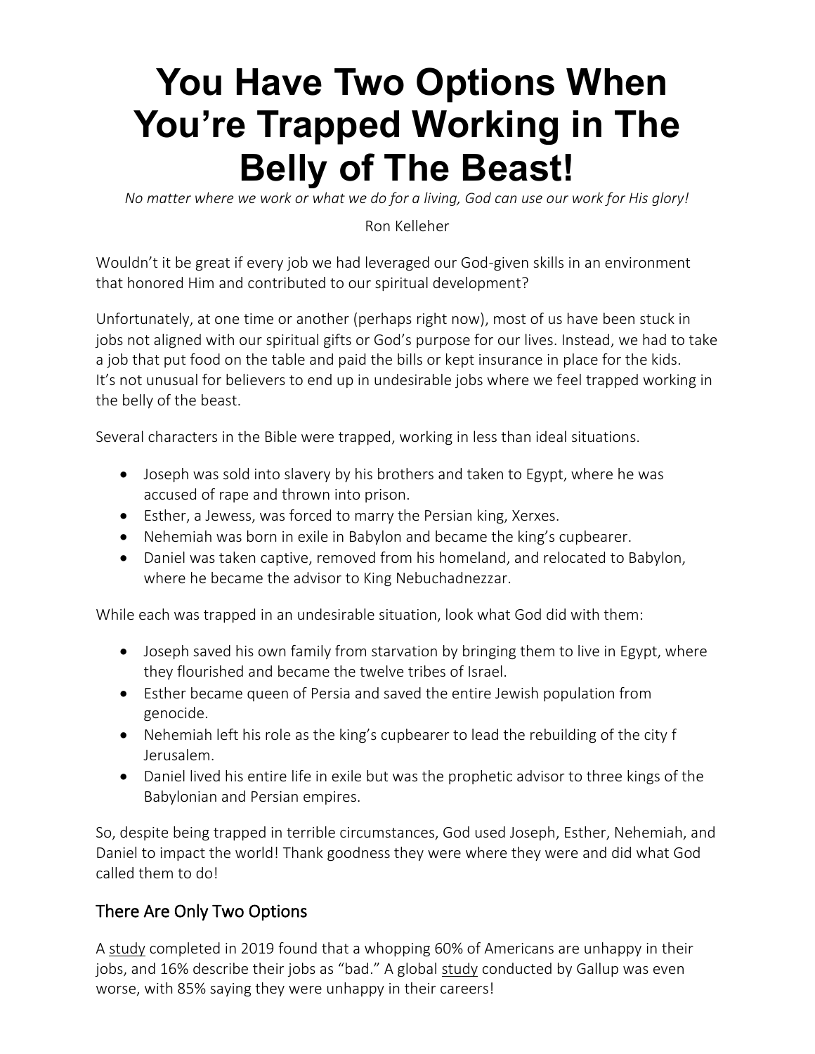# You Have Two Options When You're Trapped Working in The Belly of The Beast!

*No matter where we work or what we do for a living, God can use our work for His glory!*

Ron Kelleher

Wouldn't it be great if every job we had leveraged our God-given skills in an environment that honored Him and contributed to our spiritual development?

Unfortunately, at one time or another (perhaps right now), most of us have been stuck in jobs not aligned with our spiritual gifts or God's purpose for our lives. Instead, we had to take a job that put food on the table and paid the bills or kept insurance in place for the kids. It's not unusual for believers to end up in undesirable jobs where we feel trapped working in the belly of the beast.

Several characters in the Bible were trapped, working in less than ideal situations.

- Joseph was sold into slavery by his brothers and taken to Egypt, where he was accused of rape and thrown into prison.
- Esther, a Jewess, was forced to marry the Persian king, Xerxes.
- Nehemiah was born in exile in Babylon and became the king's cupbearer.
- Daniel was taken captive, removed from his homeland, and relocated to Babylon, where he became the advisor to King Nebuchadnezzar.

While each was trapped in an undesirable situation, look what God did with them:

- Joseph saved his own family from starvation by bringing them to live in Egypt, where they flourished and became the twelve tribes of Israel.
- Esther became queen of Persia and saved the entire Jewish population from genocide.
- Nehemiah left his role as the king's cupbearer to lead the rebuilding of the city f Jerusalem.
- Daniel lived his entire life in exile but was the prophetic advisor to three kings of the Babylonian and Persian empires.

So, despite being trapped in terrible circumstances, God used Joseph, Esther, Nehemiah, and Daniel to impact the world! Thank goodness they were where they were and did what God called them to do!

## There Are Only Two Options

A study completed in 2019 found that a whopping 60% of Americans are unhappy in their jobs, and 16% describe their jobs as "bad." A global study conducted by Gallup was even worse, with 85% saying they were unhappy in their careers!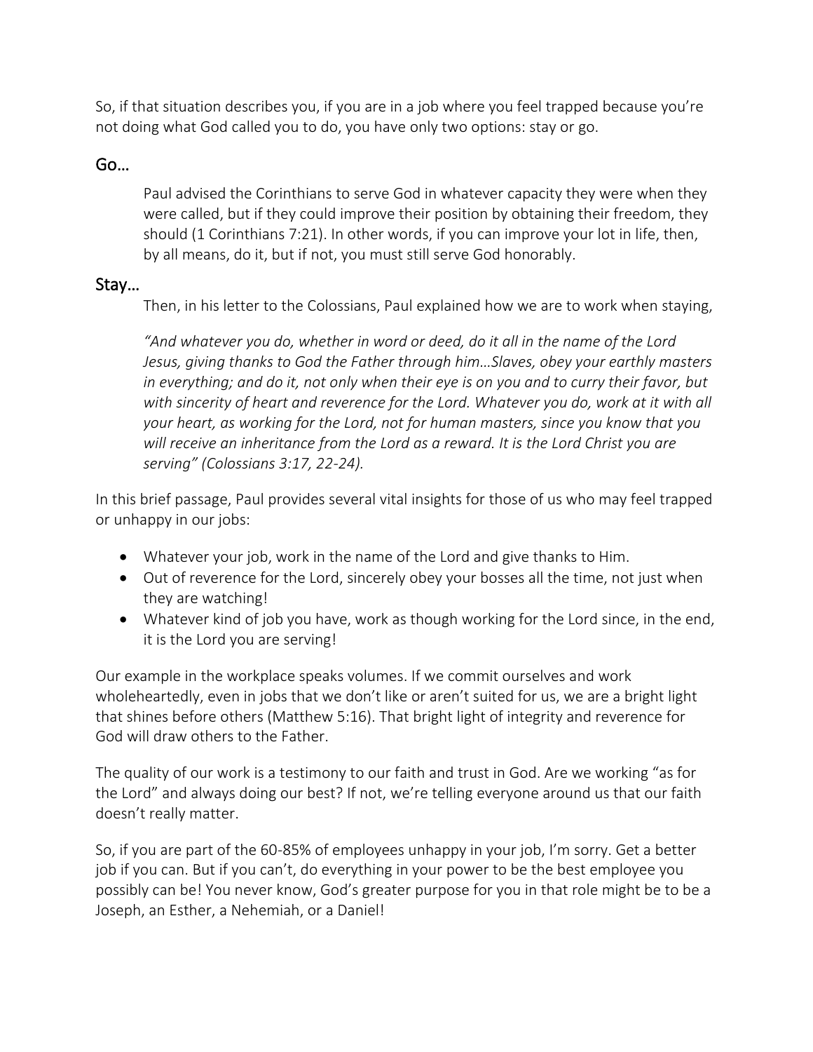So, if that situation describes you, if you are in a job where you feel trapped because you're not doing what God called you to do, you have only two options: stay or go.

## Go…

Paul advised the Corinthians to serve God in whatever capacity they were when they were called, but if they could improve their position by obtaining their freedom, they should (1 Corinthians 7:21). In other words, if you can improve your lot in life, then, by all means, do it, but if not, you must still serve God honorably.

## Stay…

Then, in his letter to the Colossians, Paul explained how we are to work when staying,

*"And whatever you do, whether in word or deed, do it all in the name of the Lord Jesus, giving thanks to God the Father through him…Slaves, obey your earthly masters in everything; and do it, not only when their eye is on you and to curry their favor, but with sincerity of heart and reverence for the Lord. Whatever you do, work at it with all your heart, as working for the Lord, not for human masters, since you know that you will receive an inheritance from the Lord as a reward. It is the Lord Christ you are serving" (Colossians 3:17, 22-24).*

In this brief passage, Paul provides several vital insights for those of us who may feel trapped or unhappy in our jobs:

- Whatever your job, work in the name of the Lord and give thanks to Him.
- Out of reverence for the Lord, sincerely obey your bosses all the time, not just when they are watching!
- Whatever kind of job you have, work as though working for the Lord since, in the end, it is the Lord you are serving!

Our example in the workplace speaks volumes. If we commit ourselves and work wholeheartedly, even in jobs that we don't like or aren't suited for us, we are a bright light that shines before others (Matthew 5:16). That bright light of integrity and reverence for God will draw others to the Father.

The quality of our work is a testimony to our faith and trust in God. Are we working "as for the Lord" and always doing our best? If not, we're telling everyone around us that our faith doesn't really matter.

So, if you are part of the 60-85% of employees unhappy in your job, I'm sorry. Get a better job if you can. But if you can't, do everything in your power to be the best employee you possibly can be! You never know, God's greater purpose for you in that role might be to be a Joseph, an Esther, a Nehemiah, or a Daniel!